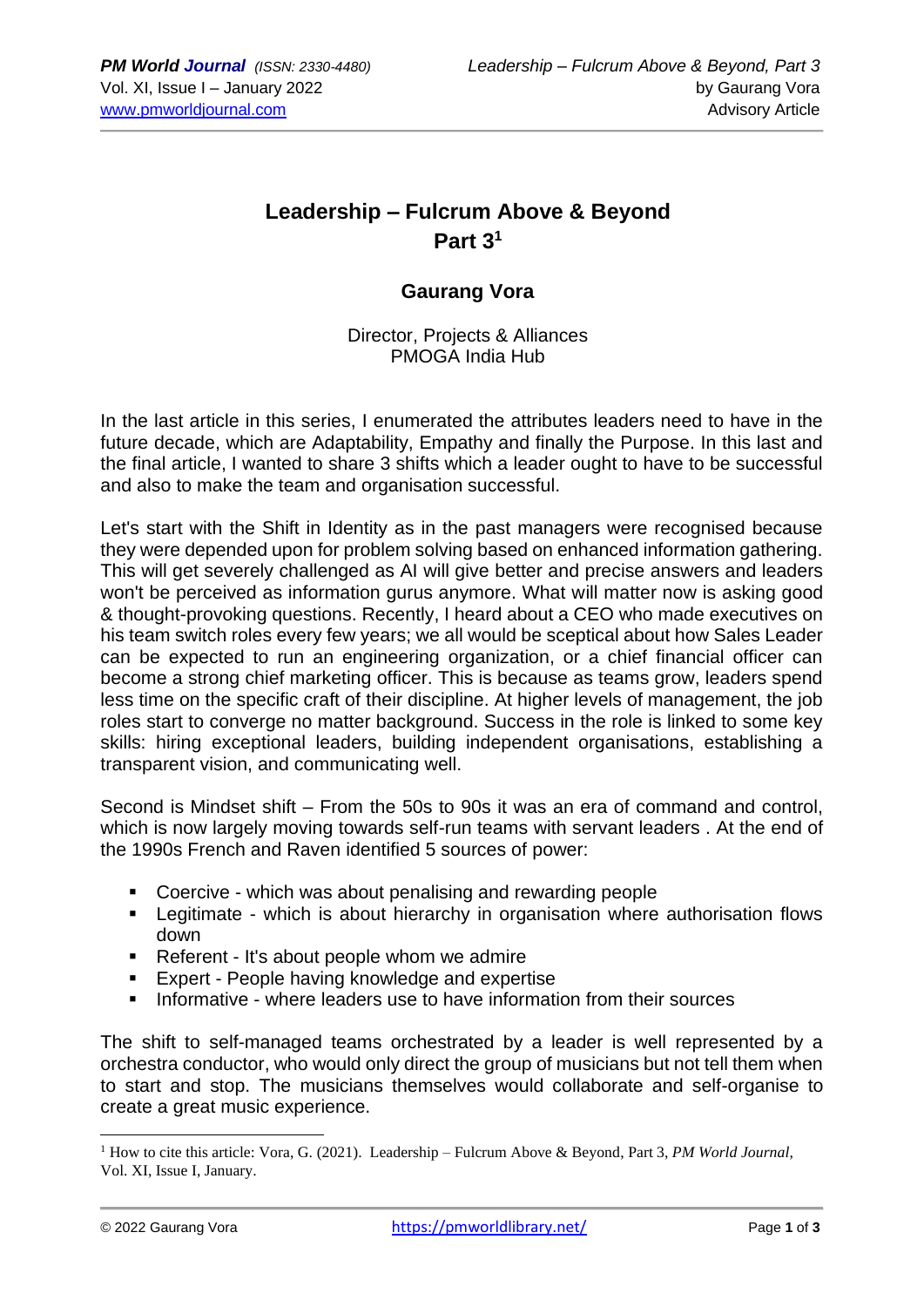# Leadership – Fulcrum Above & Beyond Part 3[1]

**Gaurang Vora**

Director, Projects & Alliances
PMOGA India Hub

In the last article in this series, I enumerated the attributes leaders need to have in the future decade, which are Adaptability, Empathy and finally the Purpose. In this last and the final article, I wanted to share 3 shifts which a leader ought to have to be successful and also to make the team and organisation successful.

Let's start with the Shift in Identity as in the past managers were recognised because they were depended upon for problem solving based on enhanced information gathering. This will get severely challenged as AI will give better and precise answers and leaders won't be perceived as information gurus anymore. What will matter now is asking good & thought-provoking questions. Recently, I heard about a CEO who made executives on his team switch roles every few years; we all would be sceptical about how Sales Leader can be expected to run an engineering organization, or a chief financial officer can become a strong chief marketing officer. This is because as teams grow, leaders spend less time on the specific craft of their discipline. At higher levels of management, the job roles start to converge no matter background. Success in the role is linked to some key skills: hiring exceptional leaders, building independent organisations, establishing a transparent vision, and communicating well.

Second is Mindset shift – From the 50s to 90s it was an era of command and control, which is now largely moving towards self-run teams with servant leaders . At the end of the 1990s French and Raven identified 5 sources of power:

- Coercive - which was about penalising and rewarding people
- Legitimate - which is about hierarchy in organisation where authorisation flows down
- Referent - It's about people whom we admire
- Expert - People having knowledge and expertise
- Informative - where leaders use to have information from their sources

The shift to self-managed teams orchestrated by a leader is well represented by a orchestra conductor, who would only direct the group of musicians but not tell them when to start and stop. The musicians themselves would collaborate and self-organise to create a great music experience.

---

[1] How to cite this article: Vora, G. (2021). Leadership – Fulcrum Above & Beyond, Part 3, *PM World Journal*, Vol. XI, Issue I, January.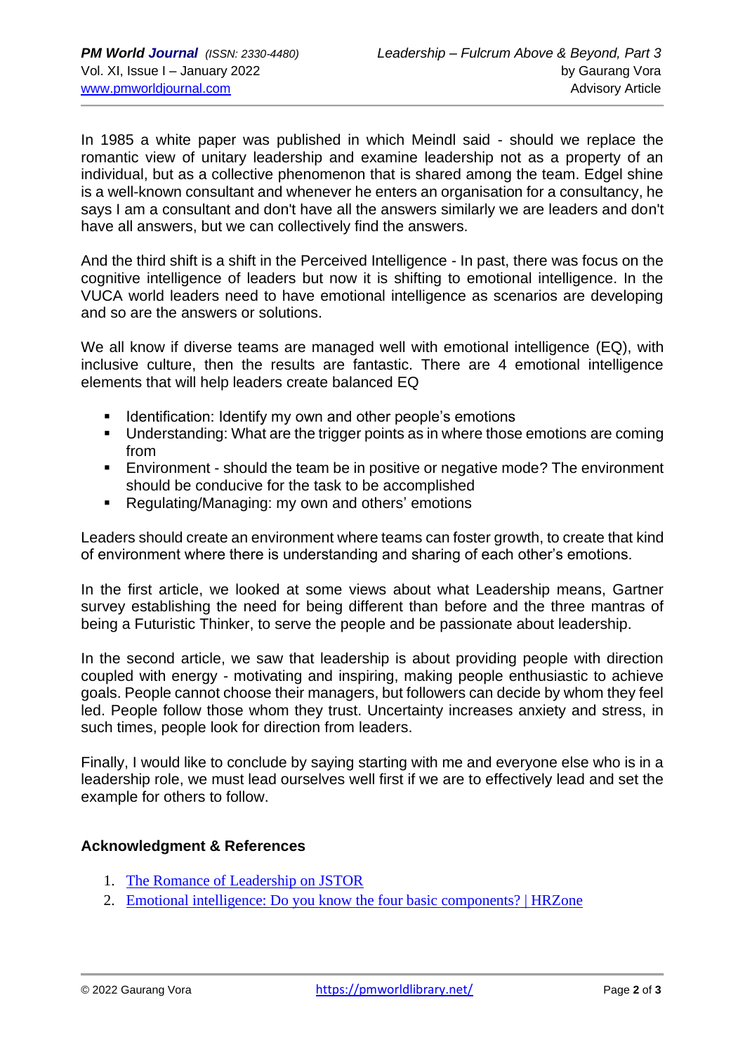In 1985 a white paper was published in which Meindl said - should we replace the romantic view of unitary leadership and examine leadership not as a property of an individual, but as a collective phenomenon that is shared among the team. Edgel shine is a well-known consultant and whenever he enters an organisation for a consultancy, he says I am a consultant and don't have all the answers similarly we are leaders and don't have all answers, but we can collectively find the answers.

And the third shift is a shift in the Perceived Intelligence - In past, there was focus on the cognitive intelligence of leaders but now it is shifting to emotional intelligence. In the VUCA world leaders need to have emotional intelligence as scenarios are developing and so are the answers or solutions.

We all know if diverse teams are managed well with emotional intelligence (EQ), with inclusive culture, then the results are fantastic. There are 4 emotional intelligence elements that will help leaders create balanced EQ

- Identification: Identify my own and other people's emotions
- Understanding: What are the trigger points as in where those emotions are coming from
- Environment - should the team be in positive or negative mode? The environment should be conducive for the task to be accomplished
- Regulating/Managing: my own and others' emotions

Leaders should create an environment where teams can foster growth, to create that kind of environment where there is understanding and sharing of each other's emotions.

In the first article, we looked at some views about what Leadership means, Gartner survey establishing the need for being different than before and the three mantras of being a Futuristic Thinker, to serve the people and be passionate about leadership.

In the second article, we saw that leadership is about providing people with direction coupled with energy - motivating and inspiring, making people enthusiastic to achieve goals. People cannot choose their managers, but followers can decide by whom they feel led. People follow those whom they trust. Uncertainty increases anxiety and stress, in such times, people look for direction from leaders.

Finally, I would like to conclude by saying starting with me and everyone else who is in a leadership role, we must lead ourselves well first if we are to effectively lead and set the example for others to follow.

## Acknowledgment & References

1. The Romance of Leadership on JSTOR
2. Emotional intelligence: Do you know the four basic components? | HRZone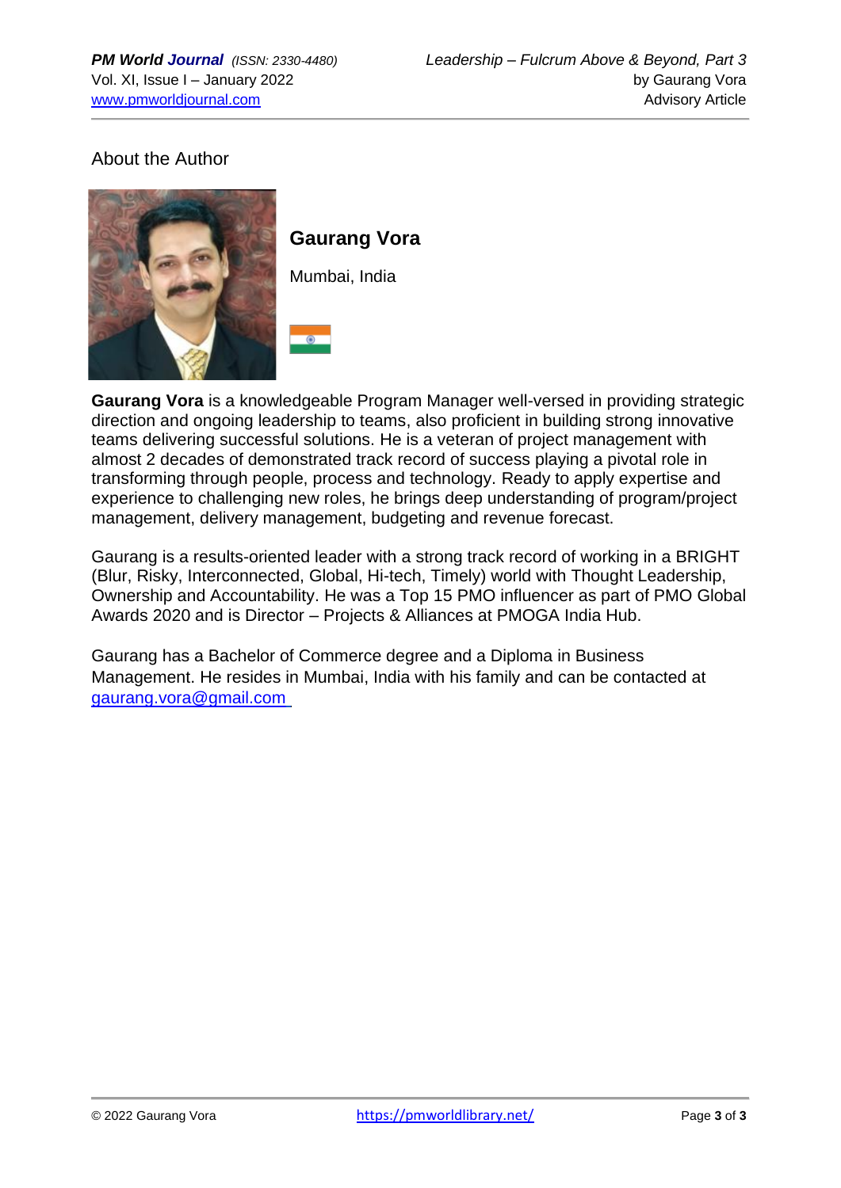## About the Author

### Gaurang Vora

Mumbai, India

**Gaurang Vora** is a knowledgeable Program Manager well-versed in providing strategic direction and ongoing leadership to teams, also proficient in building strong innovative teams delivering successful solutions. He is a veteran of project management with almost 2 decades of demonstrated track record of success playing a pivotal role in transforming through people, process and technology. Ready to apply expertise and experience to challenging new roles, he brings deep understanding of program/project management, delivery management, budgeting and revenue forecast.

Gaurang is a results-oriented leader with a strong track record of working in a BRIGHT (Blur, Risky, Interconnected, Global, Hi-tech, Timely) world with Thought Leadership, Ownership and Accountability. He was a Top 15 PMO influencer as part of PMO Global Awards 2020 and is Director – Projects & Alliances at PMOGA India Hub.

Gaurang has a Bachelor of Commerce degree and a Diploma in Business Management. He resides in Mumbai, India with his family and can be contacted at gaurang.vora@gmail.com